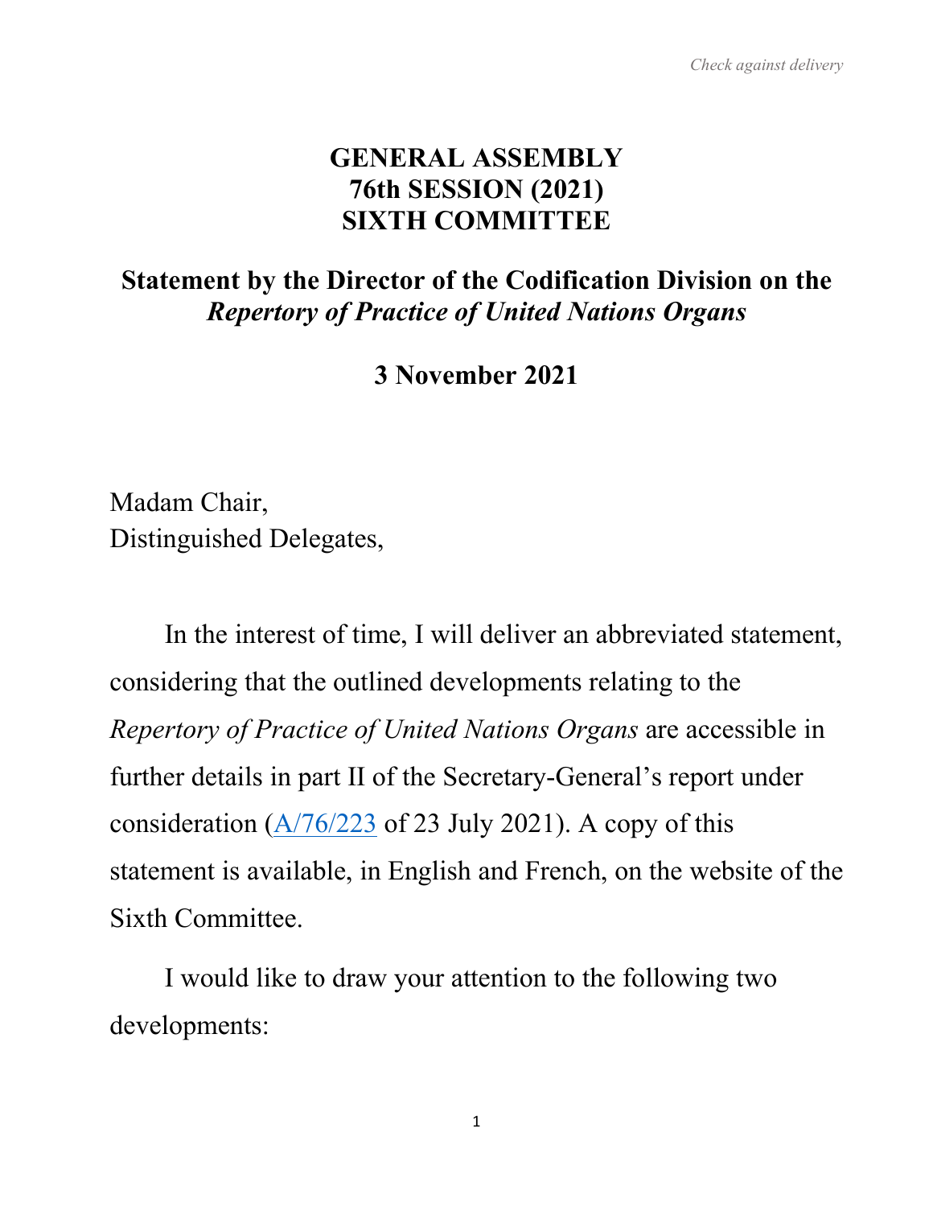*Check against delivery*

# GENERAL ASSEMBLY
# 76th SESSION (2021)
# SIXTH COMMITTEE

## Statement by the Director of the Codification Division on the *Repertory of Practice of United Nations Organs*

## 3 November 2021

Madam Chair,
Distinguished Delegates,

In the interest of time, I will deliver an abbreviated statement, considering that the outlined developments relating to the *Repertory of Practice of United Nations Organs* are accessible in further details in part II of the Secretary-General's report under consideration (A/76/223 of 23 July 2021). A copy of this statement is available, in English and French, on the website of the Sixth Committee.

I would like to draw your attention to the following two developments: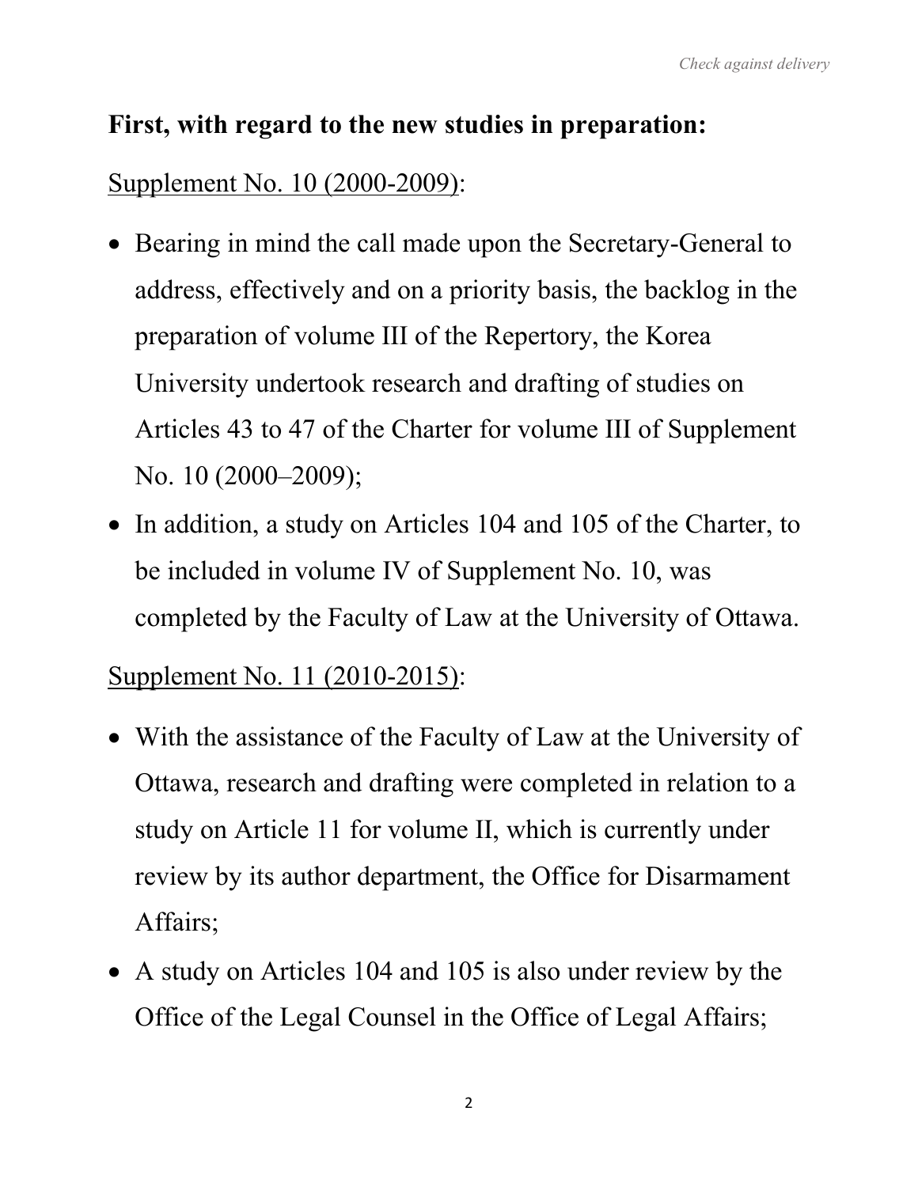**First, with regard to the new studies in preparation:**

<u>Supplement No. 10 (2000-2009)</u>:

- Bearing in mind the call made upon the Secretary-General to address, effectively and on a priority basis, the backlog in the preparation of volume III of the Repertory, the Korea University undertook research and drafting of studies on Articles 43 to 47 of the Charter for volume III of Supplement No. 10 (2000–2009);
- In addition, a study on Articles 104 and 105 of the Charter, to be included in volume IV of Supplement No. 10, was completed by the Faculty of Law at the University of Ottawa.

<u>Supplement No. 11 (2010-2015)</u>:

- With the assistance of the Faculty of Law at the University of Ottawa, research and drafting were completed in relation to a study on Article 11 for volume II, which is currently under review by its author department, the Office for Disarmament Affairs;
- A study on Articles 104 and 105 is also under review by the Office of the Legal Counsel in the Office of Legal Affairs;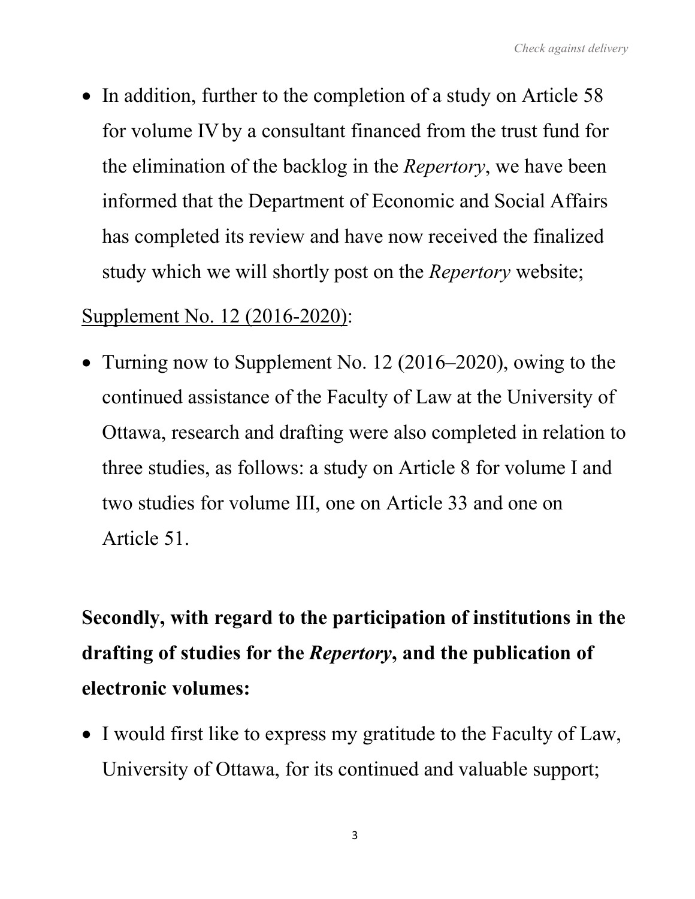- In addition, further to the completion of a study on Article 58 for volume IV by a consultant financed from the trust fund for the elimination of the backlog in the *Repertory*, we have been informed that the Department of Economic and Social Affairs has completed its review and have now received the finalized study which we will shortly post on the *Repertory* website;

<u>Supplement No. 12 (2016-2020)</u>:

- Turning now to Supplement No. 12 (2016–2020), owing to the continued assistance of the Faculty of Law at the University of Ottawa, research and drafting were also completed in relation to three studies, as follows: a study on Article 8 for volume I and two studies for volume III, one on Article 33 and one on Article 51.

**Secondly, with regard to the participation of institutions in the drafting of studies for the *Repertory*, and the publication of electronic volumes:**

- I would first like to express my gratitude to the Faculty of Law, University of Ottawa, for its continued and valuable support;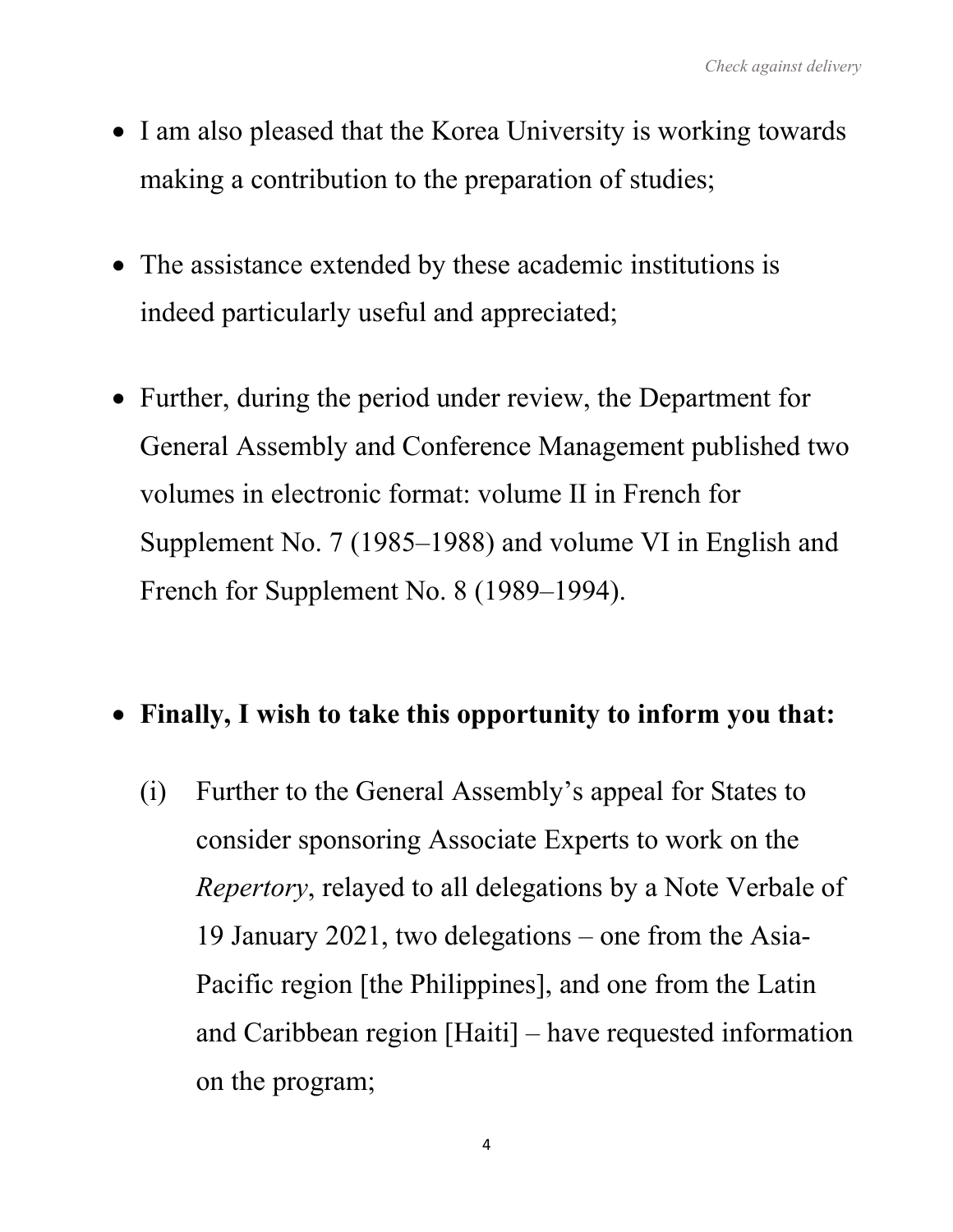- I am also pleased that the Korea University is working towards making a contribution to the preparation of studies;

- The assistance extended by these academic institutions is indeed particularly useful and appreciated;

- Further, during the period under review, the Department for General Assembly and Conference Management published two volumes in electronic format: volume II in French for Supplement No. 7 (1985–1988) and volume VI in English and French for Supplement No. 8 (1989–1994).

- **Finally, I wish to take this opportunity to inform you that:**

  (i) Further to the General Assembly's appeal for States to consider sponsoring Associate Experts to work on the *Repertory*, relayed to all delegations by a Note Verbale of 19 January 2021, two delegations – one from the Asia-Pacific region [the Philippines], and one from the Latin and Caribbean region [Haiti] – have requested information on the program;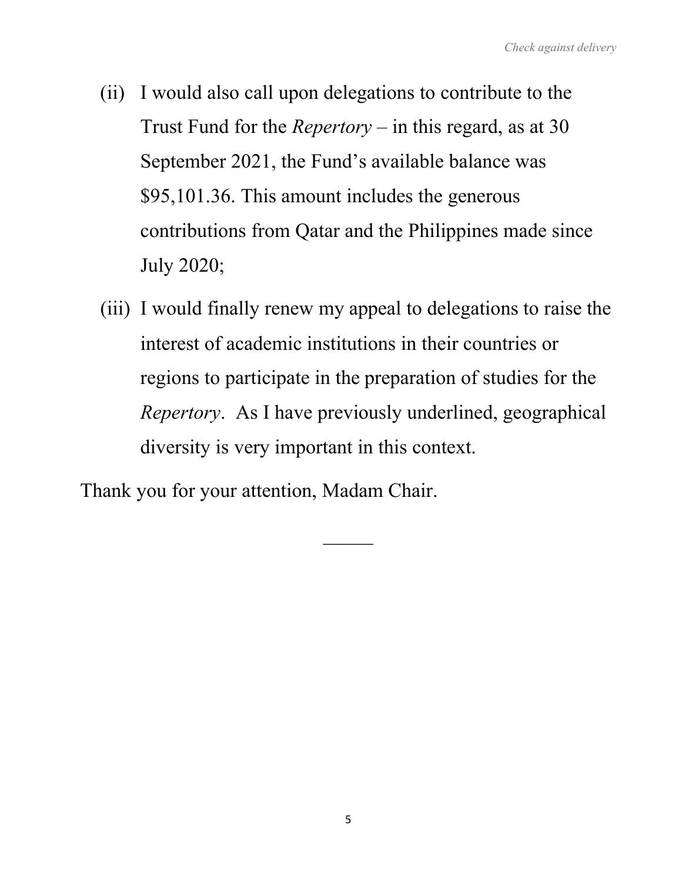(ii) I would also call upon delegations to contribute to the Trust Fund for the *Repertory* – in this regard, as at 30 September 2021, the Fund's available balance was $95,101.36. This amount includes the generous contributions from Qatar and the Philippines made since July 2020;

(iii) I would finally renew my appeal to delegations to raise the interest of academic institutions in their countries or regions to participate in the preparation of studies for the *Repertory*. As I have previously underlined, geographical diversity is very important in this context.

Thank you for your attention, Madam Chair.

_____